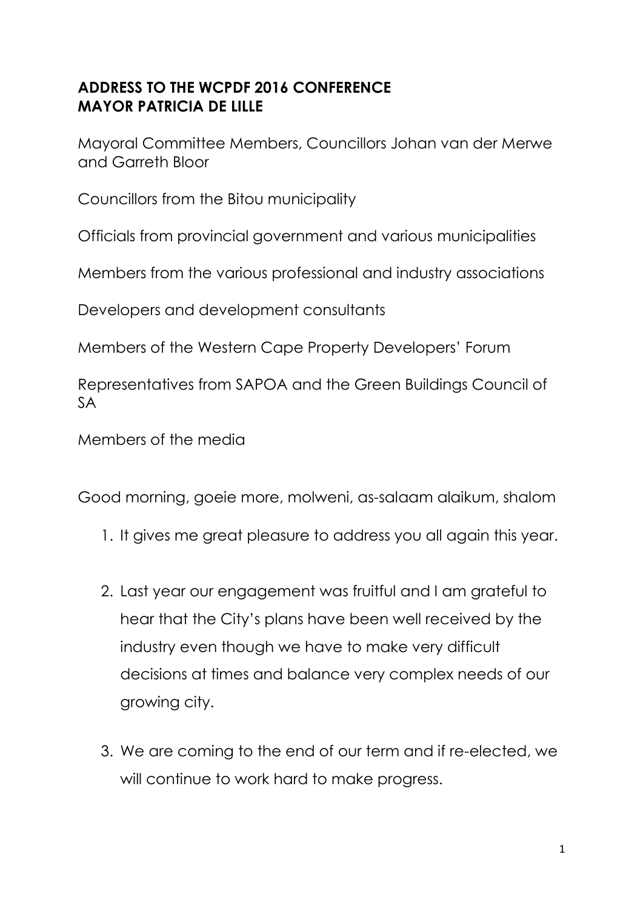**ADDRESS TO THE WCPDF 2016 CONFERENCE**
**MAYOR PATRICIA DE LILLE**

Mayoral Committee Members, Councillors Johan van der Merwe and Garreth Bloor

Councillors from the Bitou municipality

Officials from provincial government and various municipalities

Members from the various professional and industry associations

Developers and development consultants

Members of the Western Cape Property Developers' Forum

Representatives from SAPOA and the Green Buildings Council of SA

Members of the media

Good morning, goeie more, molweni, as-salaam alaikum, shalom

1. It gives me great pleasure to address you all again this year.

2. Last year our engagement was fruitful and I am grateful to hear that the City's plans have been well received by the industry even though we have to make very difficult decisions at times and balance very complex needs of our growing city.

3. We are coming to the end of our term and if re-elected, we will continue to work hard to make progress.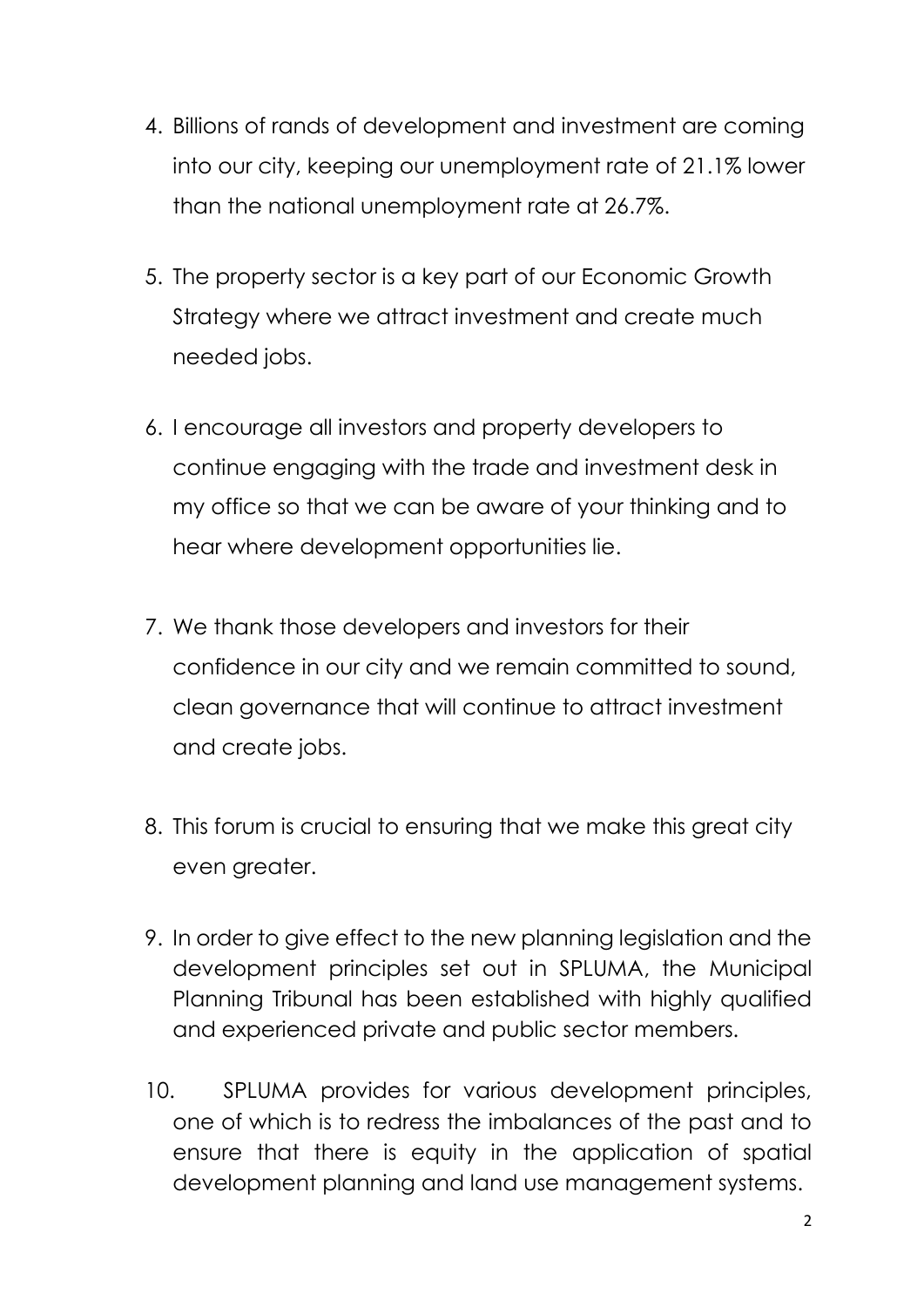4. Billions of rands of development and investment are coming into our city, keeping our unemployment rate of 21.1% lower than the national unemployment rate at 26.7%.

5. The property sector is a key part of our Economic Growth Strategy where we attract investment and create much needed jobs.

6. I encourage all investors and property developers to continue engaging with the trade and investment desk in my office so that we can be aware of your thinking and to hear where development opportunities lie.

7. We thank those developers and investors for their confidence in our city and we remain committed to sound, clean governance that will continue to attract investment and create jobs.

8. This forum is crucial to ensuring that we make this great city even greater.

9. In order to give effect to the new planning legislation and the development principles set out in SPLUMA, the Municipal Planning Tribunal has been established with highly qualified and experienced private and public sector members.

10. SPLUMA provides for various development principles, one of which is to redress the imbalances of the past and to ensure that there is equity in the application of spatial development planning and land use management systems.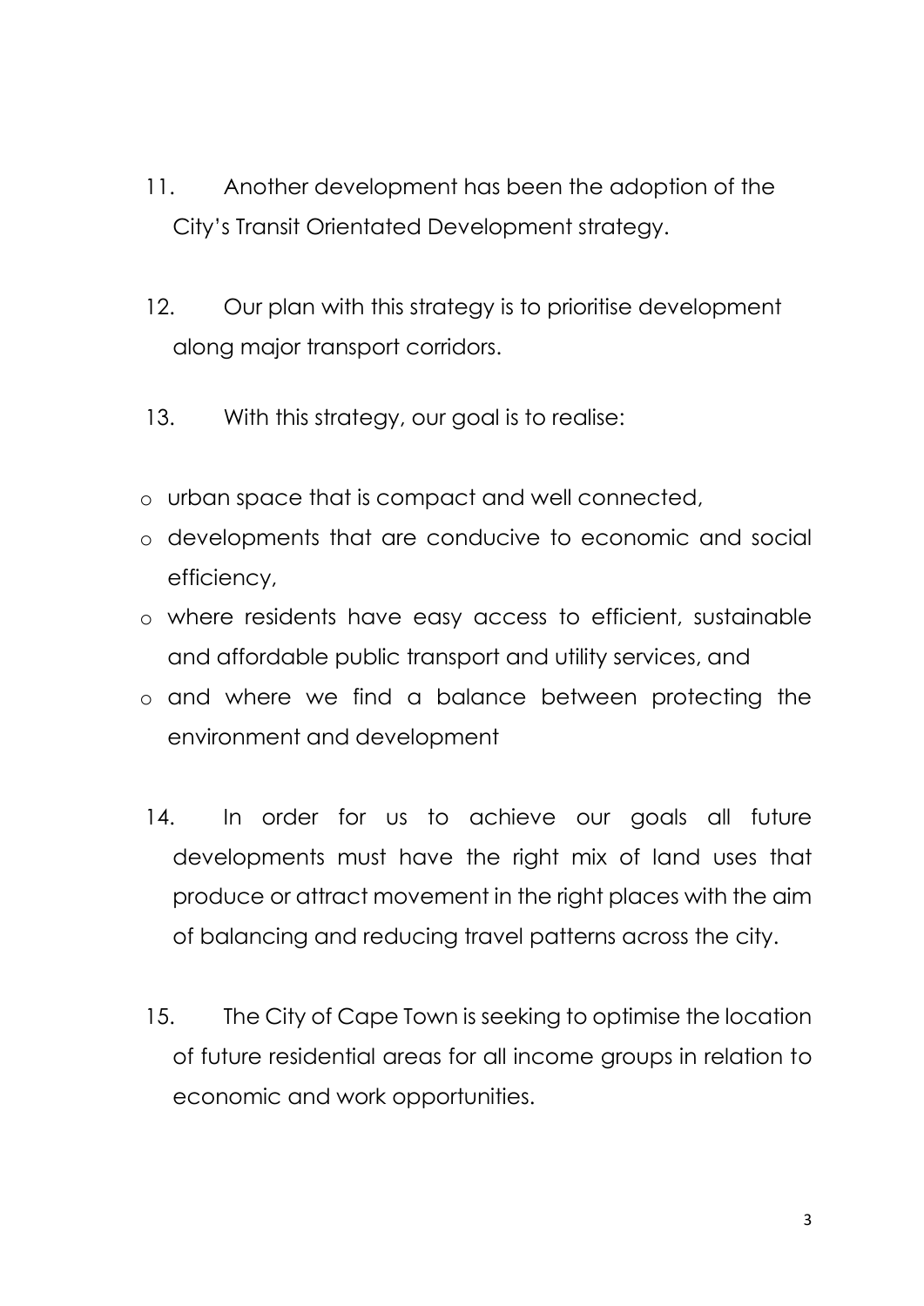11. Another development has been the adoption of the City's Transit Orientated Development strategy.

12. Our plan with this strategy is to prioritise development along major transport corridors.

13. With this strategy, our goal is to realise:

- urban space that is compact and well connected,
- developments that are conducive to economic and social efficiency,
- where residents have easy access to efficient, sustainable and affordable public transport and utility services, and
- and where we find a balance between protecting the environment and development

14. In order for us to achieve our goals all future developments must have the right mix of land uses that produce or attract movement in the right places with the aim of balancing and reducing travel patterns across the city.

15. The City of Cape Town is seeking to optimise the location of future residential areas for all income groups in relation to economic and work opportunities.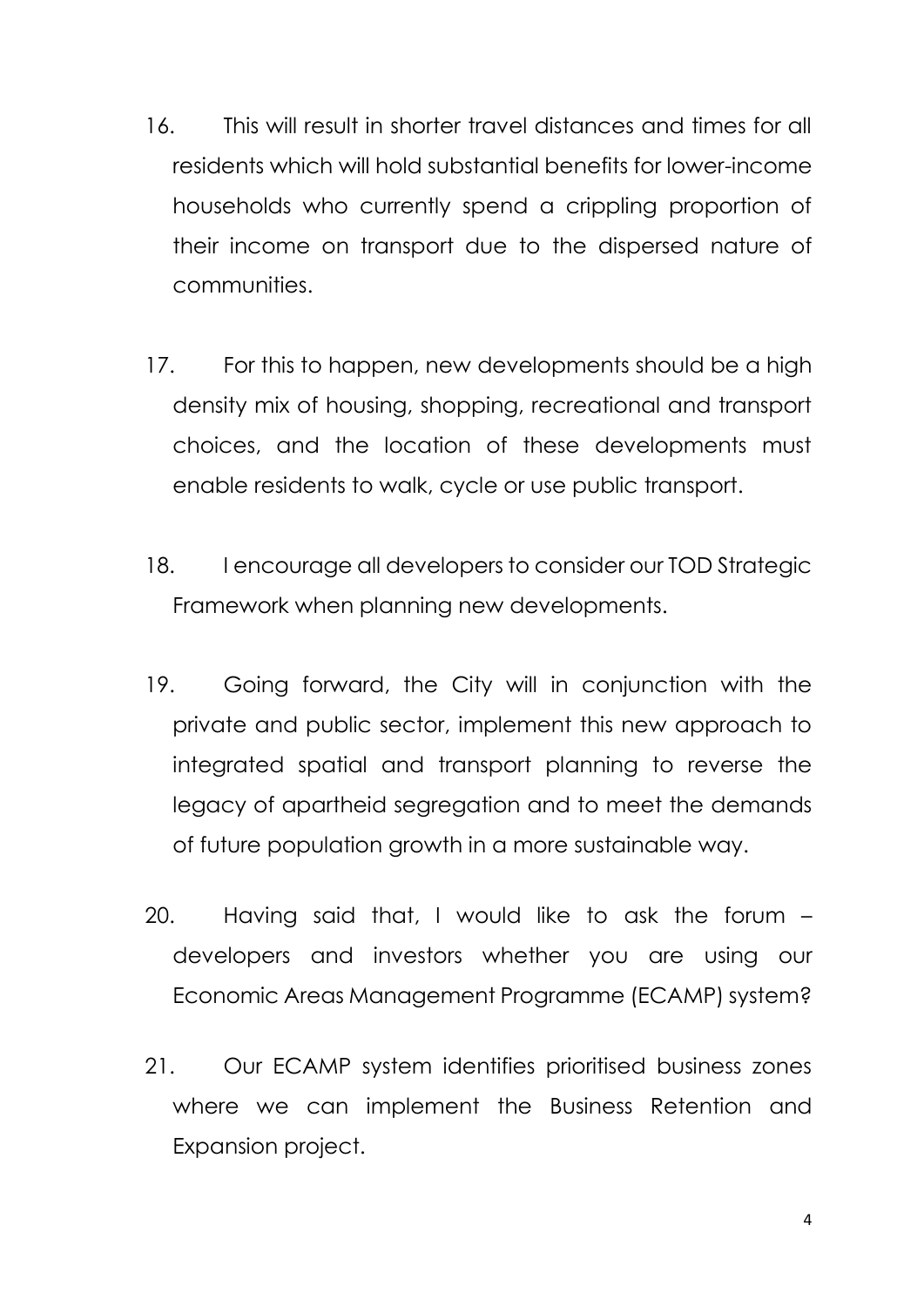16. This will result in shorter travel distances and times for all residents which will hold substantial benefits for lower-income households who currently spend a crippling proportion of their income on transport due to the dispersed nature of communities.

17. For this to happen, new developments should be a high density mix of housing, shopping, recreational and transport choices, and the location of these developments must enable residents to walk, cycle or use public transport.

18. I encourage all developers to consider our TOD Strategic Framework when planning new developments.

19. Going forward, the City will in conjunction with the private and public sector, implement this new approach to integrated spatial and transport planning to reverse the legacy of apartheid segregation and to meet the demands of future population growth in a more sustainable way.

20. Having said that, I would like to ask the forum – developers and investors whether you are using our Economic Areas Management Programme (ECAMP) system?

21. Our ECAMP system identifies prioritised business zones where we can implement the Business Retention and Expansion project.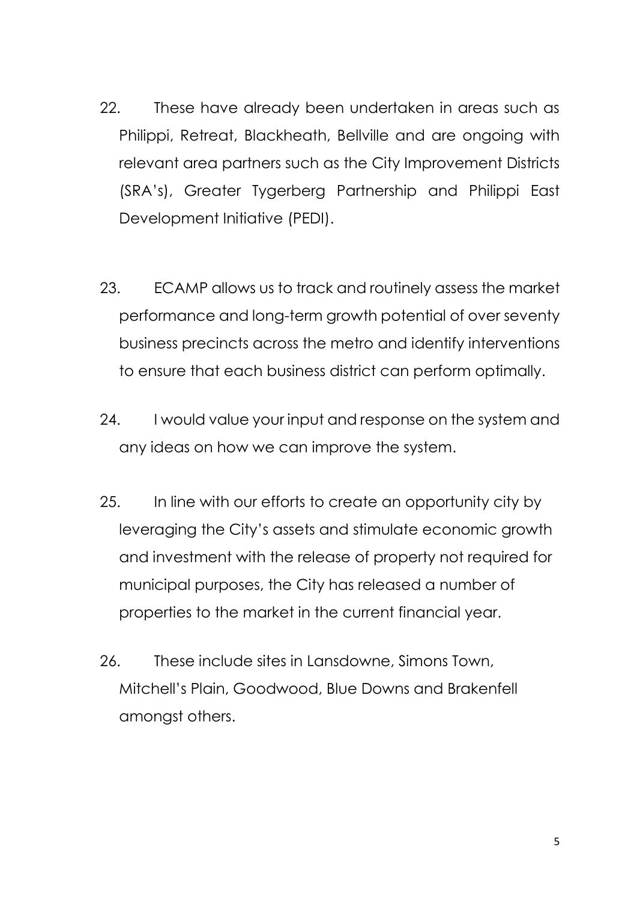22. These have already been undertaken in areas such as Philippi, Retreat, Blackheath, Bellville and are ongoing with relevant area partners such as the City Improvement Districts (SRA's), Greater Tygerberg Partnership and Philippi East Development Initiative (PEDI).

23. ECAMP allows us to track and routinely assess the market performance and long-term growth potential of over seventy business precincts across the metro and identify interventions to ensure that each business district can perform optimally.

24. I would value your input and response on the system and any ideas on how we can improve the system.

25. In line with our efforts to create an opportunity city by leveraging the City's assets and stimulate economic growth and investment with the release of property not required for municipal purposes, the City has released a number of properties to the market in the current financial year.

26. These include sites in Lansdowne, Simons Town, Mitchell's Plain, Goodwood, Blue Downs and Brakenfell amongst others.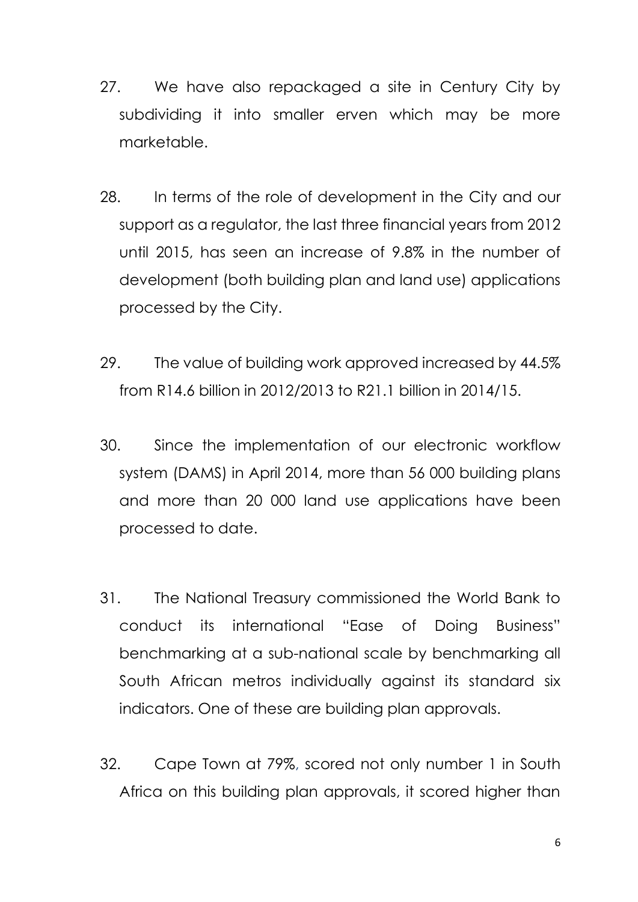27. We have also repackaged a site in Century City by subdividing it into smaller erven which may be more marketable.

28. In terms of the role of development in the City and our support as a regulator, the last three financial years from 2012 until 2015, has seen an increase of 9.8% in the number of development (both building plan and land use) applications processed by the City.

29. The value of building work approved increased by 44.5% from R14.6 billion in 2012/2013 to R21.1 billion in 2014/15.

30. Since the implementation of our electronic workflow system (DAMS) in April 2014, more than 56 000 building plans and more than 20 000 land use applications have been processed to date.

31. The National Treasury commissioned the World Bank to conduct its international "Ease of Doing Business" benchmarking at a sub-national scale by benchmarking all South African metros individually against its standard six indicators. One of these are building plan approvals.

32. Cape Town at 79%, scored not only number 1 in South Africa on this building plan approvals, it scored higher than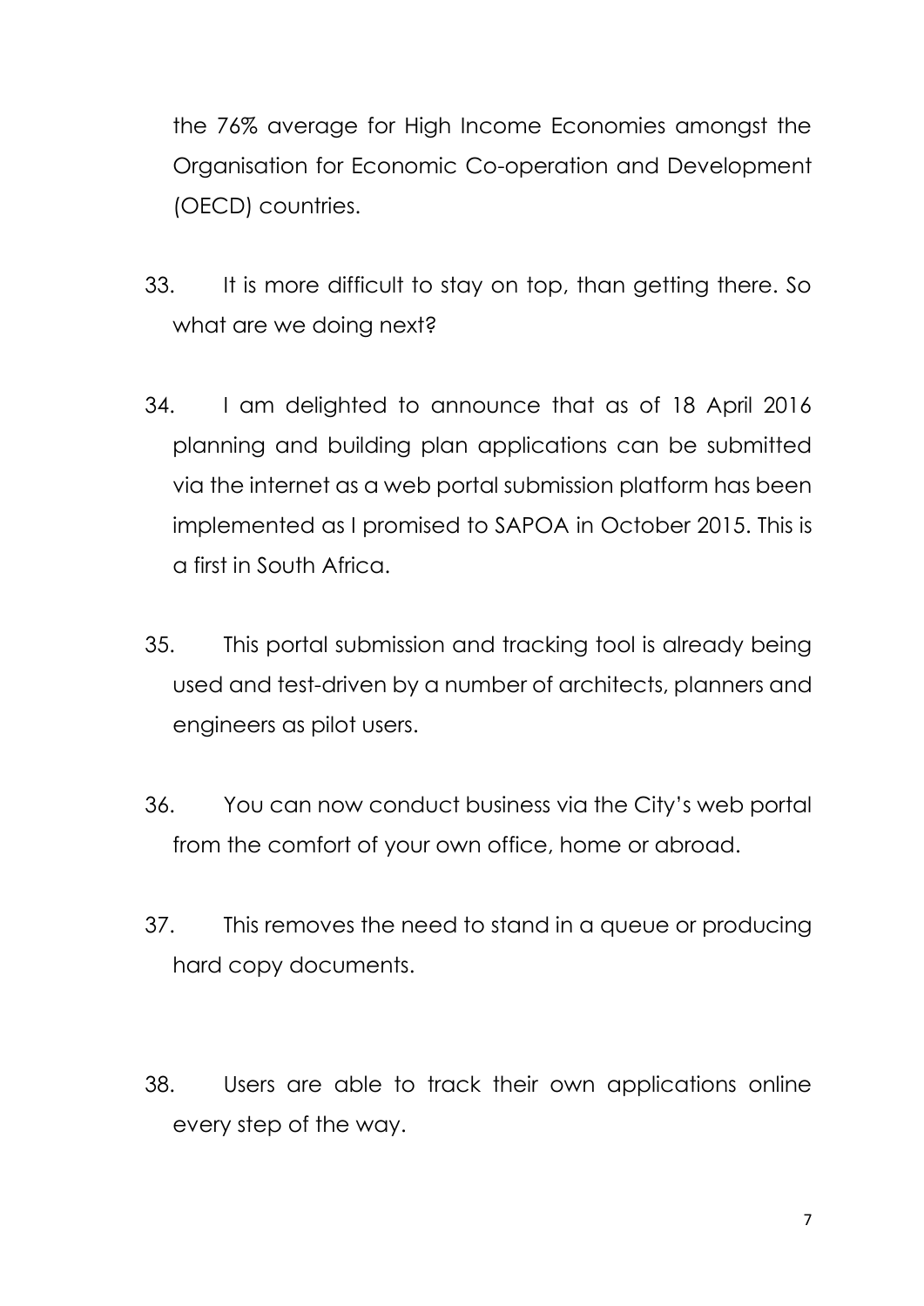the 76% average for High Income Economies amongst the Organisation for Economic Co-operation and Development (OECD) countries.

33. It is more difficult to stay on top, than getting there. So what are we doing next?

34. I am delighted to announce that as of 18 April 2016 planning and building plan applications can be submitted via the internet as a web portal submission platform has been implemented as I promised to SAPOA in October 2015. This is a first in South Africa.

35. This portal submission and tracking tool is already being used and test-driven by a number of architects, planners and engineers as pilot users.

36. You can now conduct business via the City's web portal from the comfort of your own office, home or abroad.

37. This removes the need to stand in a queue or producing hard copy documents.

38. Users are able to track their own applications online every step of the way.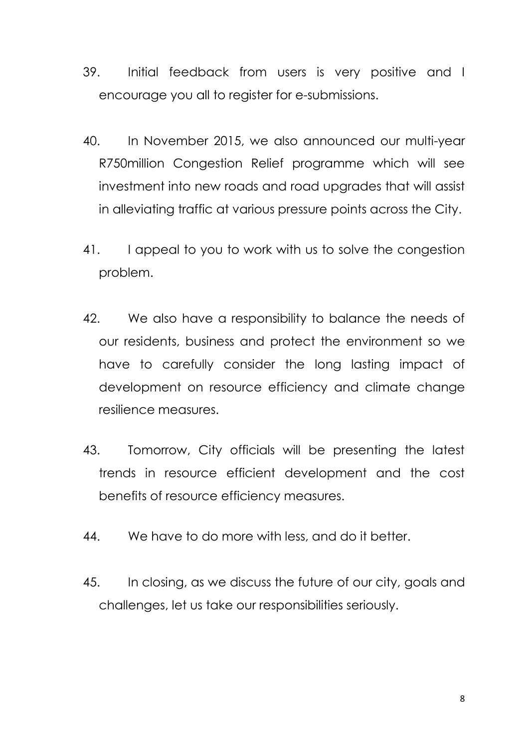39. Initial feedback from users is very positive and I encourage you all to register for e-submissions.

40. In November 2015, we also announced our multi-year R750million Congestion Relief programme which will see investment into new roads and road upgrades that will assist in alleviating traffic at various pressure points across the City.

41. I appeal to you to work with us to solve the congestion problem.

42. We also have a responsibility to balance the needs of our residents, business and protect the environment so we have to carefully consider the long lasting impact of development on resource efficiency and climate change resilience measures.

43. Tomorrow, City officials will be presenting the latest trends in resource efficient development and the cost benefits of resource efficiency measures.

44. We have to do more with less, and do it better.

45. In closing, as we discuss the future of our city, goals and challenges, let us take our responsibilities seriously.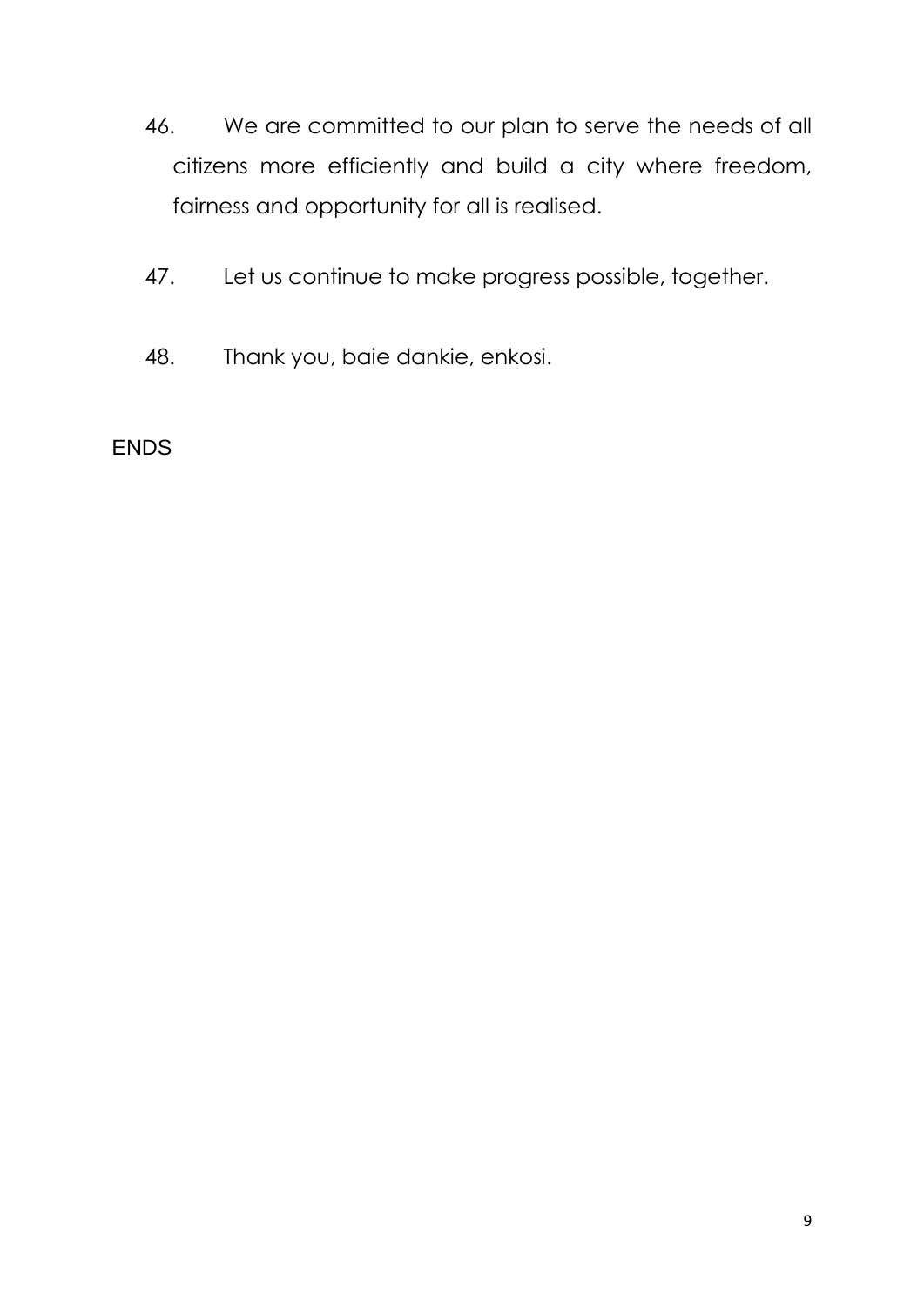46. We are committed to our plan to serve the needs of all citizens more efficiently and build a city where freedom, fairness and opportunity for all is realised.

47. Let us continue to make progress possible, together.

48. Thank you, baie dankie, enkosi.

ENDS